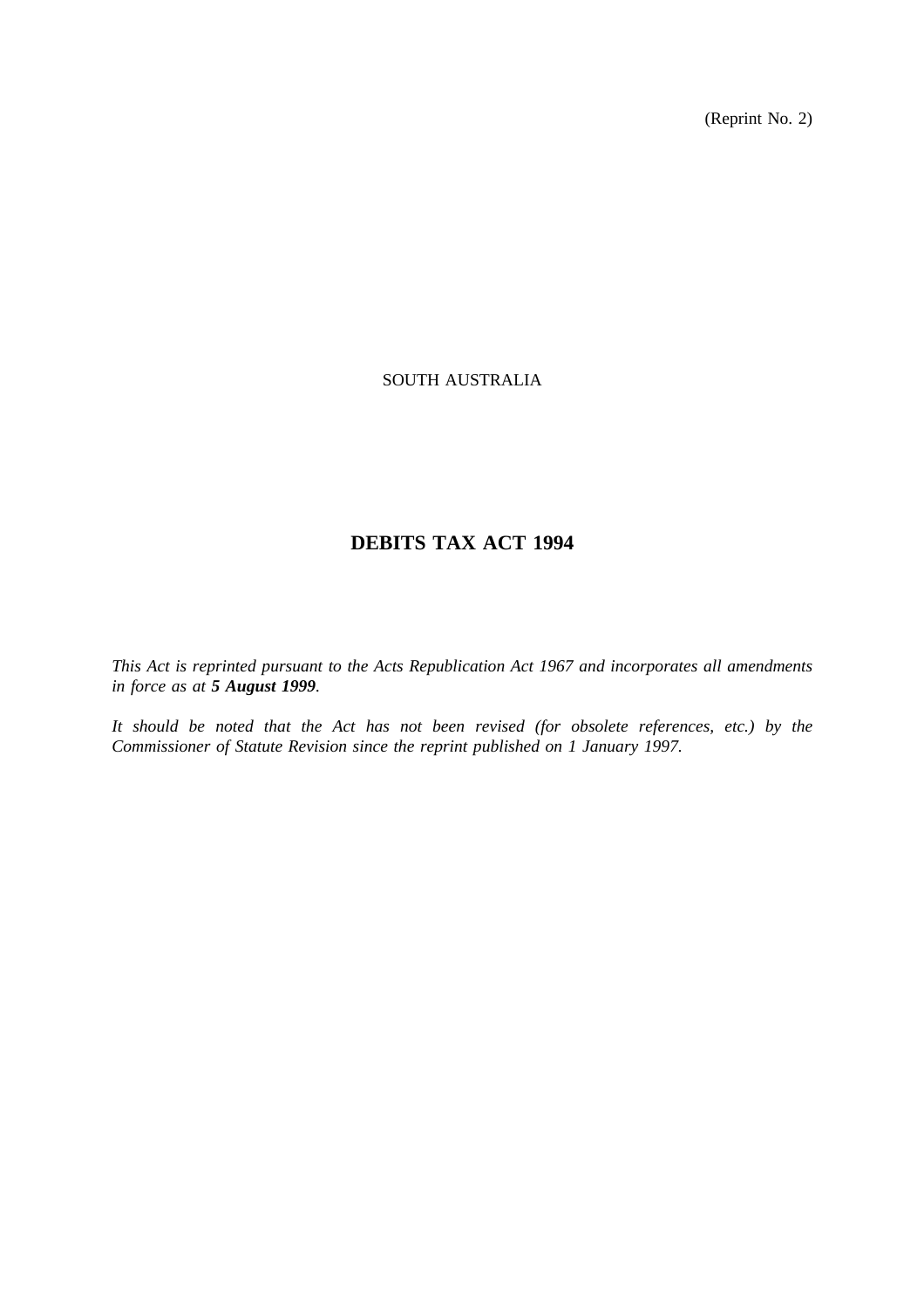(Reprint No. 2)

SOUTH AUSTRALIA

# DEBITS TAX ACT 1994

*This Act is reprinted pursuant to the Acts Republication Act 1967 and incorporates all amendments in force as at **5 August 1999**.*

*It should be noted that the Act has not been revised (for obsolete references, etc.) by the Commissioner of Statute Revision since the reprint published on 1 January 1997.*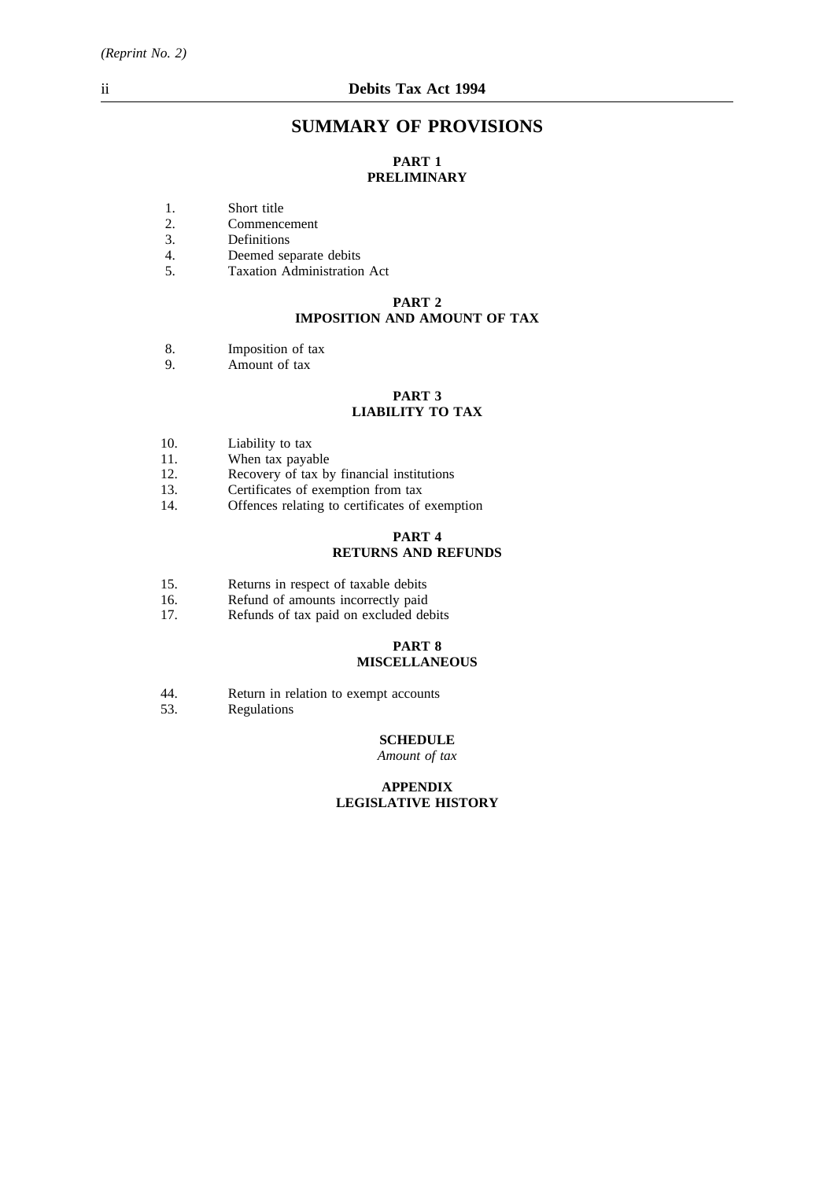## SUMMARY OF PROVISIONS

### PART 1
### PRELIMINARY

1. Short title
2. Commencement
3. Definitions
4. Deemed separate debits
5. Taxation Administration Act

### PART 2
### IMPOSITION AND AMOUNT OF TAX

8. Imposition of tax
9. Amount of tax

### PART 3
### LIABILITY TO TAX

10. Liability to tax
11. When tax payable
12. Recovery of tax by financial institutions
13. Certificates of exemption from tax
14. Offences relating to certificates of exemption

### PART 4
### RETURNS AND REFUNDS

15. Returns in respect of taxable debits
16. Refund of amounts incorrectly paid
17. Refunds of tax paid on excluded debits

### PART 8
### MISCELLANEOUS

44. Return in relation to exempt accounts
53. Regulations

### SCHEDULE
*Amount of tax*

### APPENDIX
### LEGISLATIVE HISTORY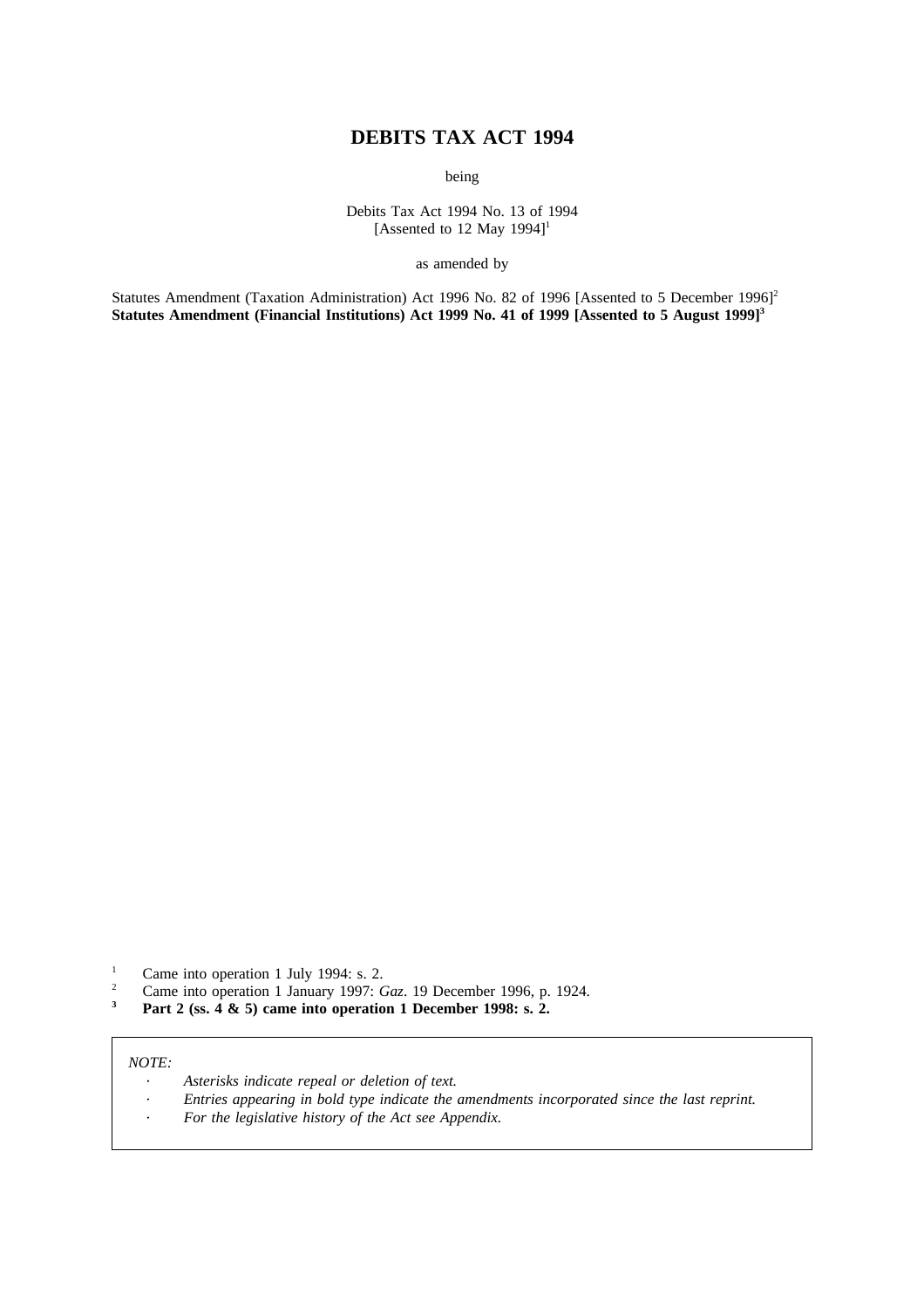# DEBITS TAX ACT 1994

being

Debits Tax Act 1994 No. 13 of 1994
[Assented to 12 May 1994][1]

as amended by

Statutes Amendment (Taxation Administration) Act 1996 No. 82 of 1996 [Assented to 5 December 1996][2]
**Statutes Amendment (Financial Institutions) Act 1999 No. 41 of 1999 [Assented to 5 August 1999][3]**

[1] Came into operation 1 July 1994: s. 2.
[2] Came into operation 1 January 1997: *Gaz*. 19 December 1996, p. 1924.
**[3] Part 2 (ss. 4 & 5) came into operation 1 December 1998: s. 2.**

*NOTE:*

- *Asterisks indicate repeal or deletion of text.*
- *Entries appearing in bold type indicate the amendments incorporated since the last reprint.*
- *For the legislative history of the Act see Appendix.*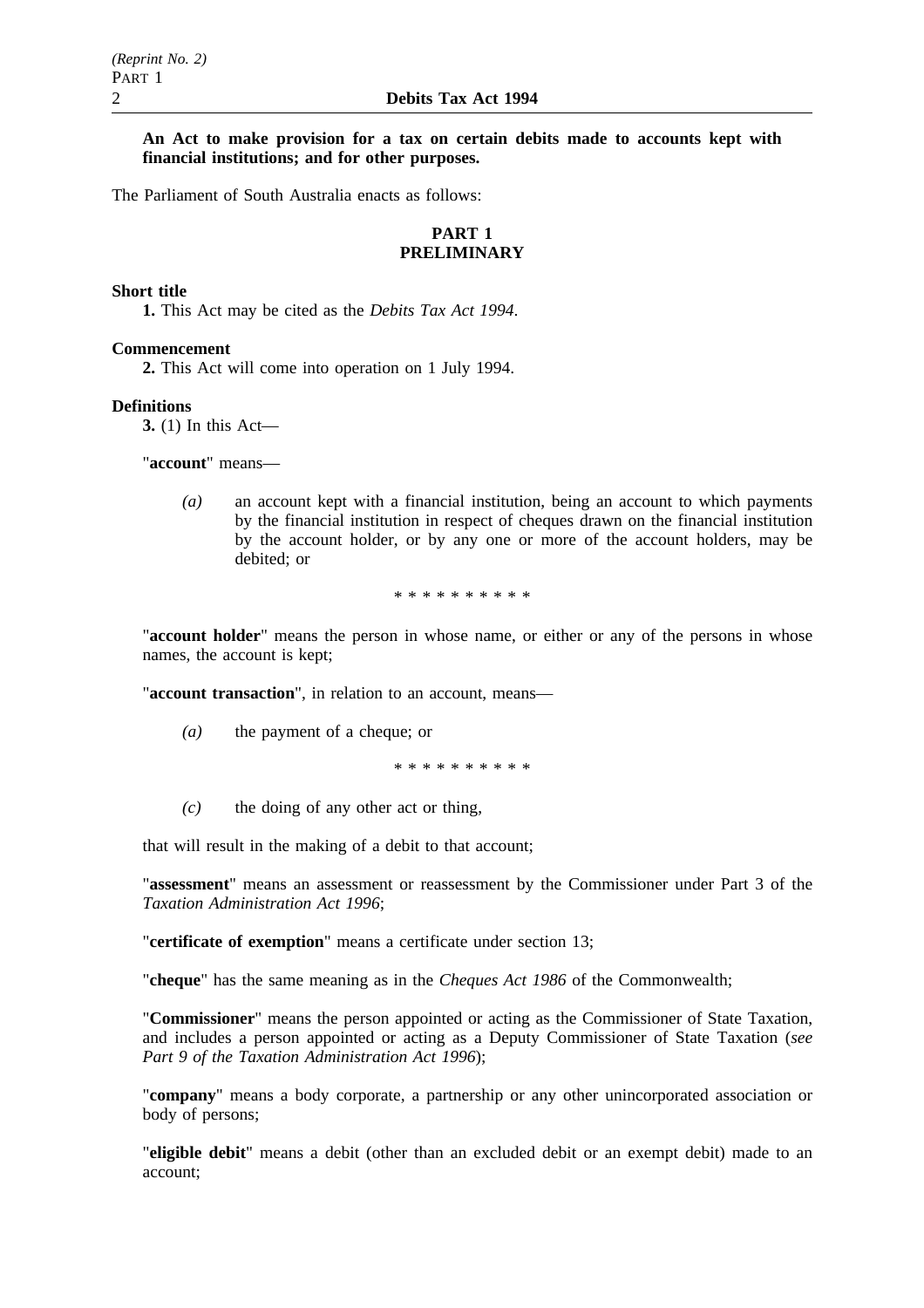**An Act to make provision for a tax on certain debits made to accounts kept with financial institutions; and for other purposes.**

The Parliament of South Australia enacts as follows:

## PART 1
## PRELIMINARY

**Short title**

**1.** This Act may be cited as the *Debits Tax Act 1994*.

**Commencement**

**2.** This Act will come into operation on 1 July 1994.

**Definitions**

**3.** (1) In this Act—

"**account**" means—

*(a)* an account kept with a financial institution, being an account to which payments by the financial institution in respect of cheques drawn on the financial institution by the account holder, or by any one or more of the account holders, may be debited; or

\* \* \* \* \* \* \* \* \* \*

"**account holder**" means the person in whose name, or either or any of the persons in whose names, the account is kept;

"**account transaction**", in relation to an account, means—

*(a)* the payment of a cheque; or

\* \* \* \* \* \* \* \* \* \*

*(c)* the doing of any other act or thing,

that will result in the making of a debit to that account;

"**assessment**" means an assessment or reassessment by the Commissioner under Part 3 of the *Taxation Administration Act 1996*;

"**certificate of exemption**" means a certificate under section 13;

"**cheque**" has the same meaning as in the *Cheques Act 1986* of the Commonwealth;

"**Commissioner**" means the person appointed or acting as the Commissioner of State Taxation, and includes a person appointed or acting as a Deputy Commissioner of State Taxation (*see Part 9 of the Taxation Administration Act 1996*);

"**company**" means a body corporate, a partnership or any other unincorporated association or body of persons;

"**eligible debit**" means a debit (other than an excluded debit or an exempt debit) made to an account;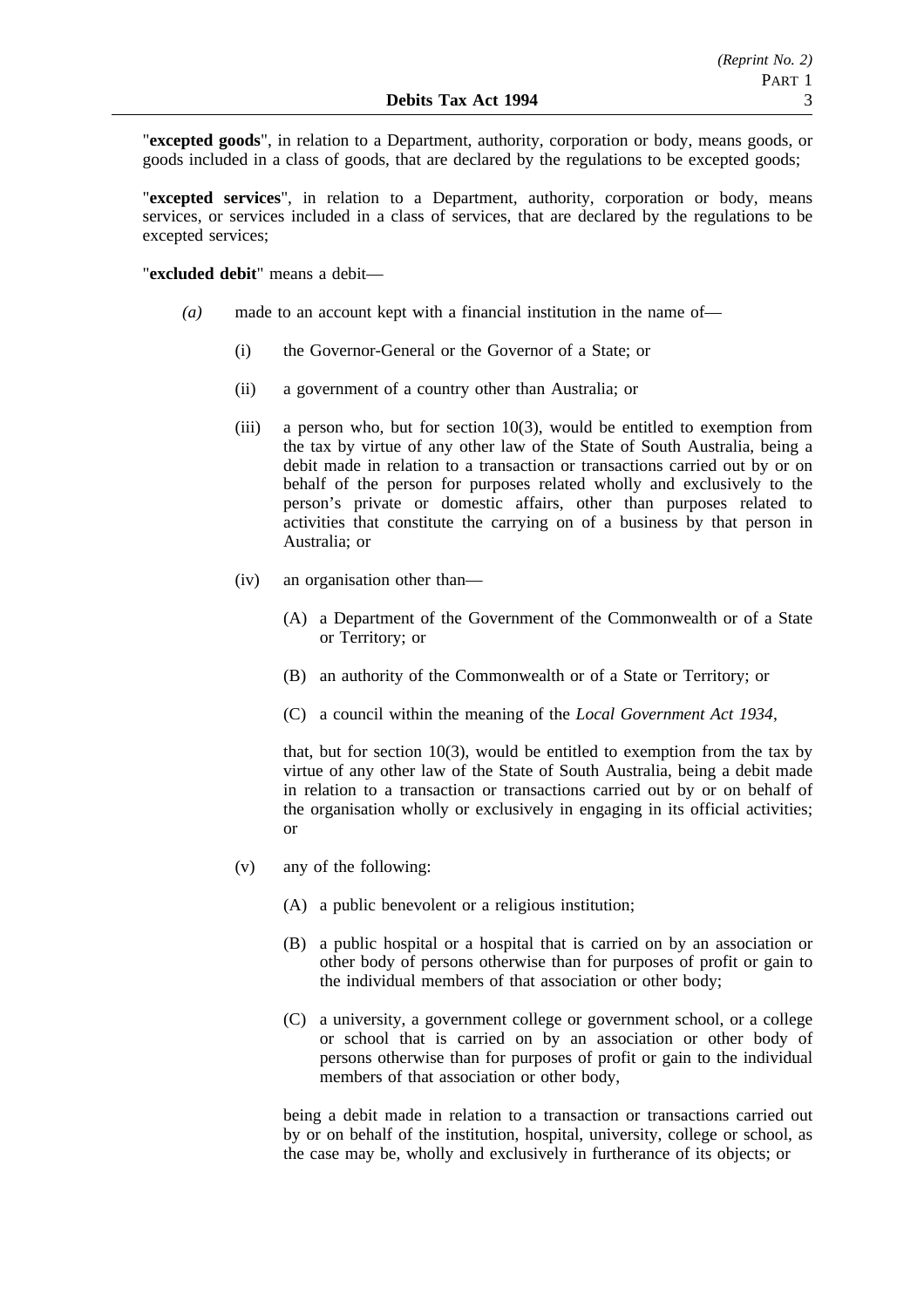"**excepted goods**", in relation to a Department, authority, corporation or body, means goods, or goods included in a class of goods, that are declared by the regulations to be excepted goods;

"**excepted services**", in relation to a Department, authority, corporation or body, means services, or services included in a class of services, that are declared by the regulations to be excepted services;

"**excluded debit**" means a debit—

*(a)* made to an account kept with a financial institution in the name of—

(i) the Governor-General or the Governor of a State; or

(ii) a government of a country other than Australia; or

(iii) a person who, but for section 10(3), would be entitled to exemption from the tax by virtue of any other law of the State of South Australia, being a debit made in relation to a transaction or transactions carried out by or on behalf of the person for purposes related wholly and exclusively to the person's private or domestic affairs, other than purposes related to activities that constitute the carrying on of a business by that person in Australia; or

(iv) an organisation other than—

(A) a Department of the Government of the Commonwealth or of a State or Territory; or

(B) an authority of the Commonwealth or of a State or Territory; or

(C) a council within the meaning of the *Local Government Act 1934*,

that, but for section 10(3), would be entitled to exemption from the tax by virtue of any other law of the State of South Australia, being a debit made in relation to a transaction or transactions carried out by or on behalf of the organisation wholly or exclusively in engaging in its official activities; or

(v) any of the following:

(A) a public benevolent or a religious institution;

(B) a public hospital or a hospital that is carried on by an association or other body of persons otherwise than for purposes of profit or gain to the individual members of that association or other body;

(C) a university, a government college or government school, or a college or school that is carried on by an association or other body of persons otherwise than for purposes of profit or gain to the individual members of that association or other body,

being a debit made in relation to a transaction or transactions carried out by or on behalf of the institution, hospital, university, college or school, as the case may be, wholly and exclusively in furtherance of its objects; or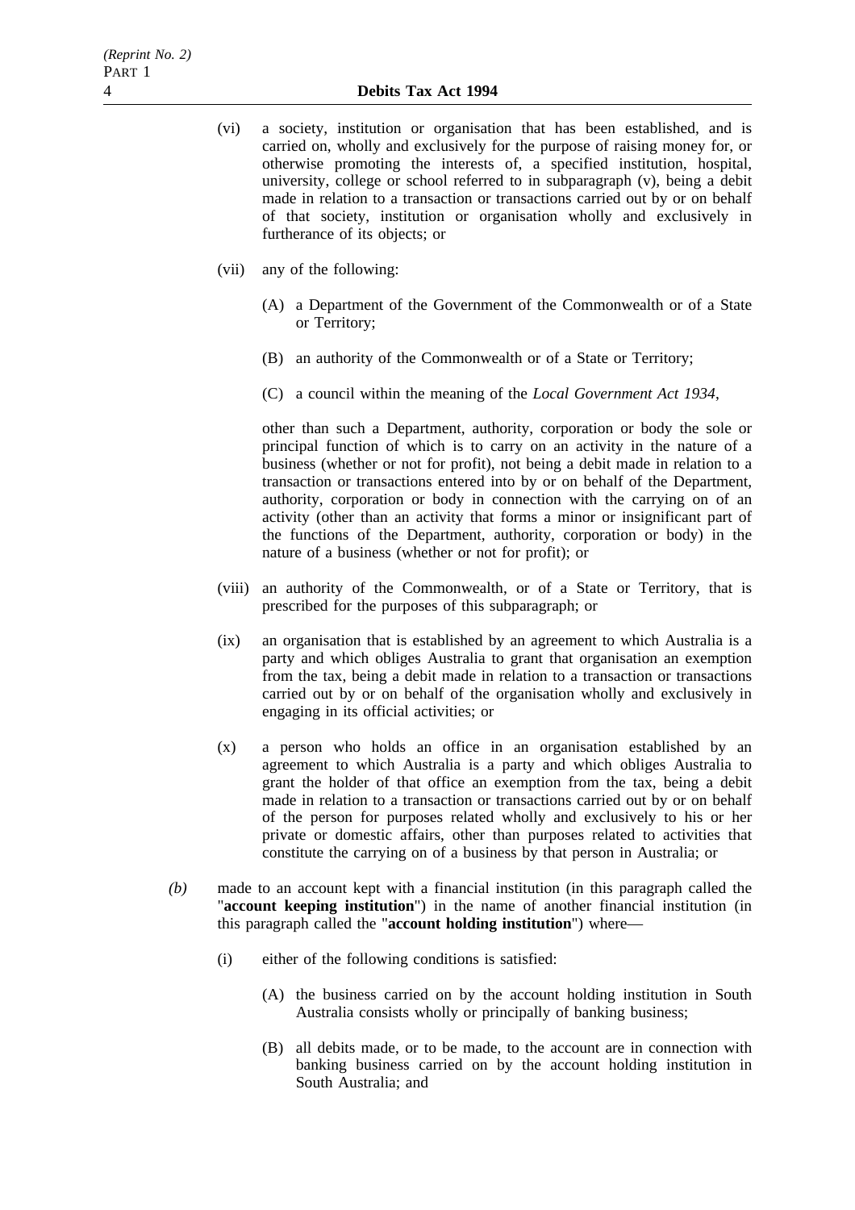(vi) a society, institution or organisation that has been established, and is carried on, wholly and exclusively for the purpose of raising money for, or otherwise promoting the interests of, a specified institution, hospital, university, college or school referred to in subparagraph (v), being a debit made in relation to a transaction or transactions carried out by or on behalf of that society, institution or organisation wholly and exclusively in furtherance of its objects; or

(vii) any of the following:

(A) a Department of the Government of the Commonwealth or of a State or Territory;

(B) an authority of the Commonwealth or of a State or Territory;

(C) a council within the meaning of the *Local Government Act 1934*,

other than such a Department, authority, corporation or body the sole or principal function of which is to carry on an activity in the nature of a business (whether or not for profit), not being a debit made in relation to a transaction or transactions entered into by or on behalf of the Department, authority, corporation or body in connection with the carrying on of an activity (other than an activity that forms a minor or insignificant part of the functions of the Department, authority, corporation or body) in the nature of a business (whether or not for profit); or

(viii) an authority of the Commonwealth, or of a State or Territory, that is prescribed for the purposes of this subparagraph; or

(ix) an organisation that is established by an agreement to which Australia is a party and which obliges Australia to grant that organisation an exemption from the tax, being a debit made in relation to a transaction or transactions carried out by or on behalf of the organisation wholly and exclusively in engaging in its official activities; or

(x) a person who holds an office in an organisation established by an agreement to which Australia is a party and which obliges Australia to grant the holder of that office an exemption from the tax, being a debit made in relation to a transaction or transactions carried out by or on behalf of the person for purposes related wholly and exclusively to his or her private or domestic affairs, other than purposes related to activities that constitute the carrying on of a business by that person in Australia; or

*(b)* made to an account kept with a financial institution (in this paragraph called the "**account keeping institution**") in the name of another financial institution (in this paragraph called the "**account holding institution**") where—

(i) either of the following conditions is satisfied:

(A) the business carried on by the account holding institution in South Australia consists wholly or principally of banking business;

(B) all debits made, or to be made, to the account are in connection with banking business carried on by the account holding institution in South Australia; and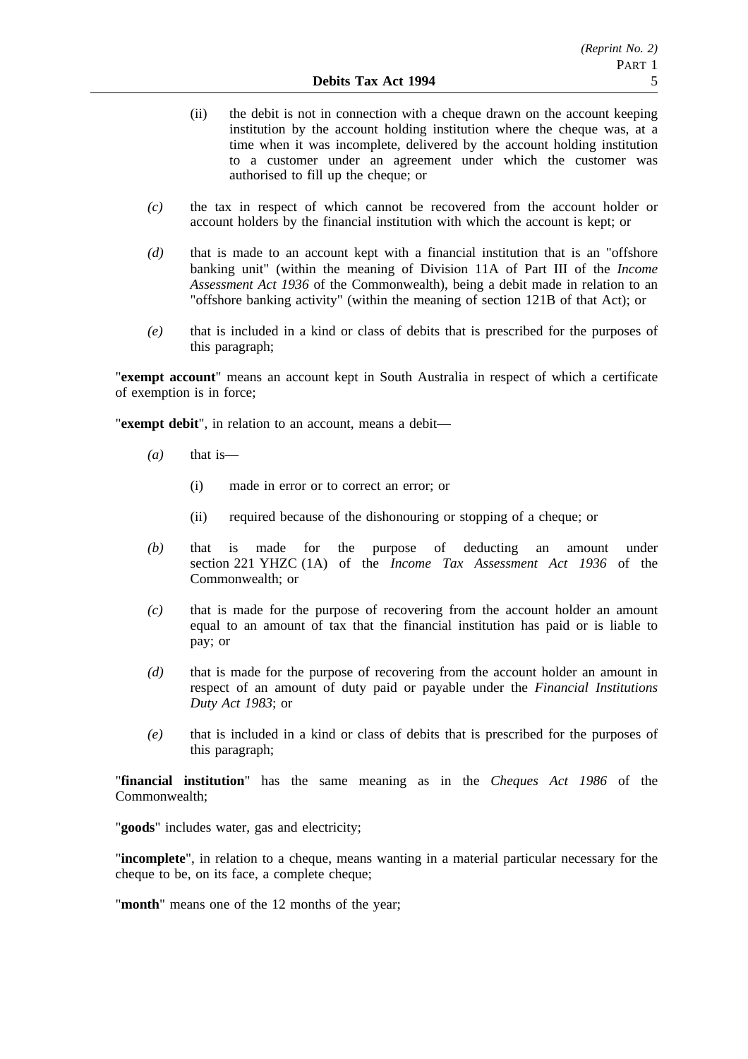(ii) the debit is not in connection with a cheque drawn on the account keeping institution by the account holding institution where the cheque was, at a time when it was incomplete, delivered by the account holding institution to a customer under an agreement under which the customer was authorised to fill up the cheque; or

*(c)* the tax in respect of which cannot be recovered from the account holder or account holders by the financial institution with which the account is kept; or

*(d)* that is made to an account kept with a financial institution that is an "offshore banking unit" (within the meaning of Division 11A of Part III of the *Income Assessment Act 1936* of the Commonwealth), being a debit made in relation to an "offshore banking activity" (within the meaning of section 121B of that Act); or

*(e)* that is included in a kind or class of debits that is prescribed for the purposes of this paragraph;

"**exempt account**" means an account kept in South Australia in respect of which a certificate of exemption is in force;

"**exempt debit**", in relation to an account, means a debit—

*(a)* that is—

(i) made in error or to correct an error; or

(ii) required because of the dishonouring or stopping of a cheque; or

*(b)* that is made for the purpose of deducting an amount under section 221 YHZC (1A) of the *Income Tax Assessment Act 1936* of the Commonwealth; or

*(c)* that is made for the purpose of recovering from the account holder an amount equal to an amount of tax that the financial institution has paid or is liable to pay; or

*(d)* that is made for the purpose of recovering from the account holder an amount in respect of an amount of duty paid or payable under the *Financial Institutions Duty Act 1983*; or

*(e)* that is included in a kind or class of debits that is prescribed for the purposes of this paragraph;

"**financial institution**" has the same meaning as in the *Cheques Act 1986* of the Commonwealth;

"**goods**" includes water, gas and electricity;

"**incomplete**", in relation to a cheque, means wanting in a material particular necessary for the cheque to be, on its face, a complete cheque;

"**month**" means one of the 12 months of the year;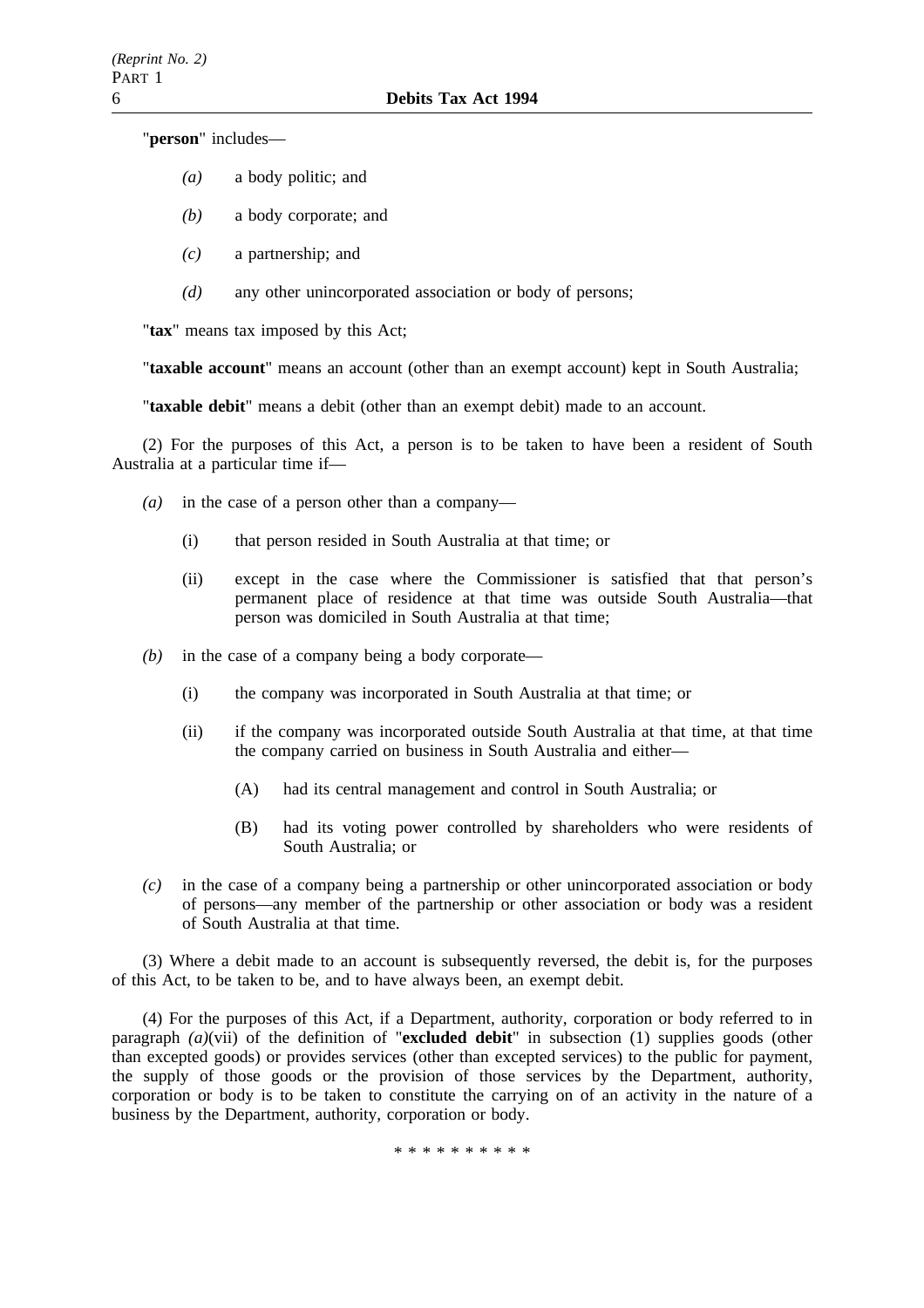"**person**" includes—

*(a)* a body politic; and

*(b)* a body corporate; and

*(c)* a partnership; and

*(d)* any other unincorporated association or body of persons;

"**tax**" means tax imposed by this Act;

"**taxable account**" means an account (other than an exempt account) kept in South Australia;

"**taxable debit**" means a debit (other than an exempt debit) made to an account.

(2) For the purposes of this Act, a person is to be taken to have been a resident of South Australia at a particular time if—

*(a)* in the case of a person other than a company—

(i) that person resided in South Australia at that time; or

(ii) except in the case where the Commissioner is satisfied that that person's permanent place of residence at that time was outside South Australia—that person was domiciled in South Australia at that time;

*(b)* in the case of a company being a body corporate—

(i) the company was incorporated in South Australia at that time; or

(ii) if the company was incorporated outside South Australia at that time, at that time the company carried on business in South Australia and either—

(A) had its central management and control in South Australia; or

(B) had its voting power controlled by shareholders who were residents of South Australia; or

*(c)* in the case of a company being a partnership or other unincorporated association or body of persons—any member of the partnership or other association or body was a resident of South Australia at that time.

(3) Where a debit made to an account is subsequently reversed, the debit is, for the purposes of this Act, to be taken to be, and to have always been, an exempt debit.

(4) For the purposes of this Act, if a Department, authority, corporation or body referred to in paragraph *(a)*(vii) of the definition of "**excluded debit**" in subsection (1) supplies goods (other than excepted goods) or provides services (other than excepted services) to the public for payment, the supply of those goods or the provision of those services by the Department, authority, corporation or body is to be taken to constitute the carrying on of an activity in the nature of a business by the Department, authority, corporation or body.

* * * * * * * * * *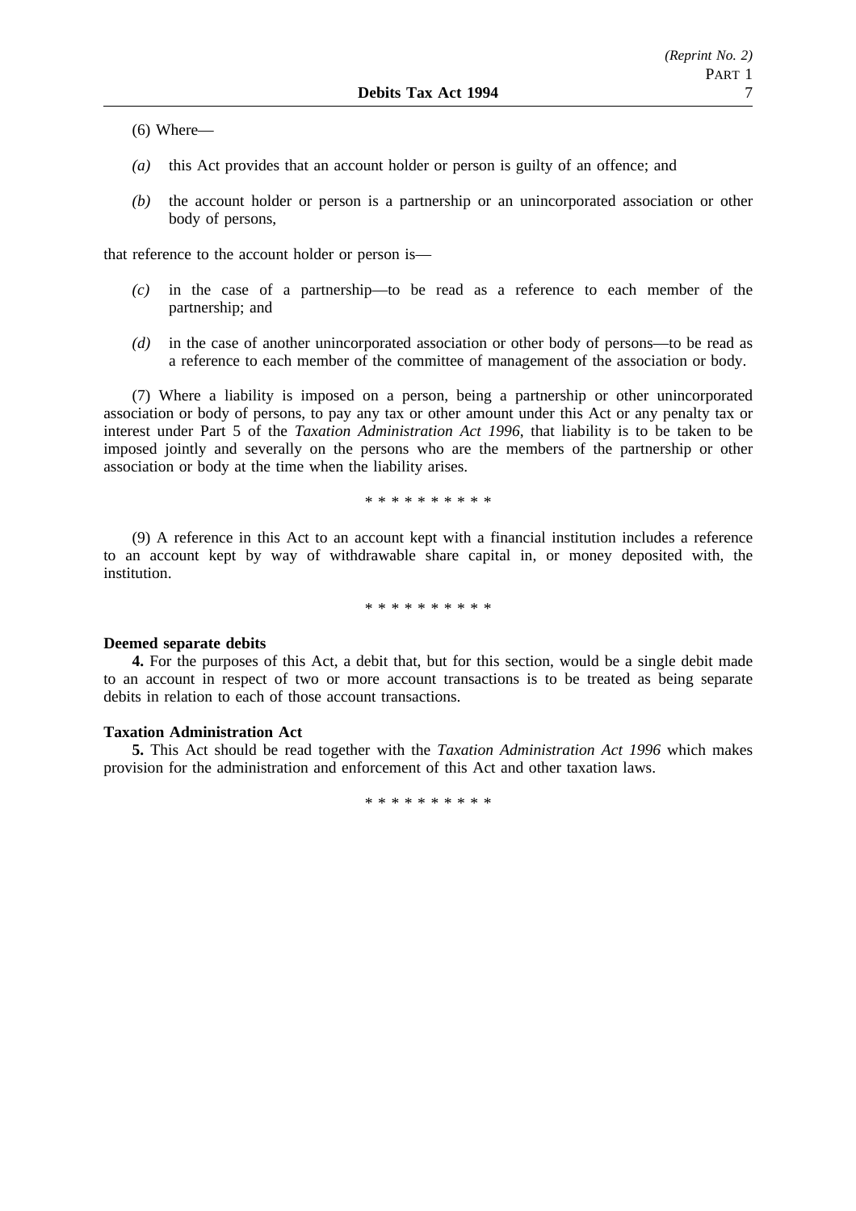(6) Where—

*(a)* this Act provides that an account holder or person is guilty of an offence; and

*(b)* the account holder or person is a partnership or an unincorporated association or other body of persons,

that reference to the account holder or person is—

*(c)* in the case of a partnership—to be read as a reference to each member of the partnership; and

*(d)* in the case of another unincorporated association or other body of persons—to be read as a reference to each member of the committee of management of the association or body.

(7) Where a liability is imposed on a person, being a partnership or other unincorporated association or body of persons, to pay any tax or other amount under this Act or any penalty tax or interest under Part 5 of the *Taxation Administration Act 1996*, that liability is to be taken to be imposed jointly and severally on the persons who are the members of the partnership or other association or body at the time when the liability arises.

\* \* \* \* \* \* \* \* \* \*

(9) A reference in this Act to an account kept with a financial institution includes a reference to an account kept by way of withdrawable share capital in, or money deposited with, the institution.

\* \* \* \* \* \* \* \* \* \*

**Deemed separate debits**

**4.** For the purposes of this Act, a debit that, but for this section, would be a single debit made to an account in respect of two or more account transactions is to be treated as being separate debits in relation to each of those account transactions.

**Taxation Administration Act**

**5.** This Act should be read together with the *Taxation Administration Act 1996* which makes provision for the administration and enforcement of this Act and other taxation laws.

\* \* \* \* \* \* \* \* \* \*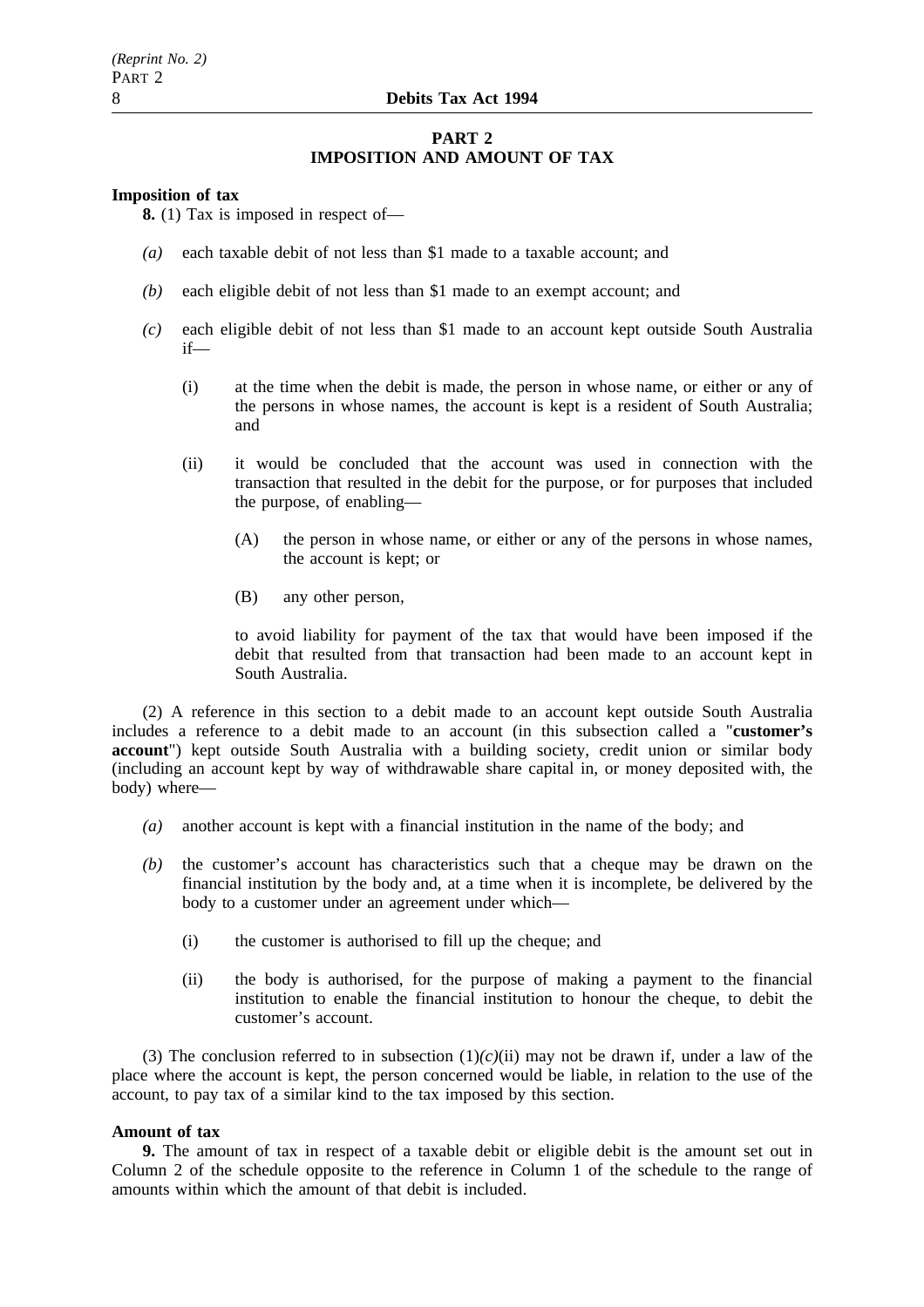## PART 2
## IMPOSITION AND AMOUNT OF TAX

**Imposition of tax**

**8.** (1) Tax is imposed in respect of—

*(a)* each taxable debit of not less than $1 made to a taxable account; and

*(b)* each eligible debit of not less than $1 made to an exempt account; and

*(c)* each eligible debit of not less than $1 made to an account kept outside South Australia if—

(i) at the time when the debit is made, the person in whose name, or either or any of the persons in whose names, the account is kept is a resident of South Australia; and

(ii) it would be concluded that the account was used in connection with the transaction that resulted in the debit for the purpose, or for purposes that included the purpose, of enabling—

(A) the person in whose name, or either or any of the persons in whose names, the account is kept; or

(B) any other person,

to avoid liability for payment of the tax that would have been imposed if the debit that resulted from that transaction had been made to an account kept in South Australia.

(2) A reference in this section to a debit made to an account kept outside South Australia includes a reference to a debit made to an account (in this subsection called a "**customer's account**") kept outside South Australia with a building society, credit union or similar body (including an account kept by way of withdrawable share capital in, or money deposited with, the body) where—

*(a)* another account is kept with a financial institution in the name of the body; and

*(b)* the customer's account has characteristics such that a cheque may be drawn on the financial institution by the body and, at a time when it is incomplete, be delivered by the body to a customer under an agreement under which—

(i) the customer is authorised to fill up the cheque; and

(ii) the body is authorised, for the purpose of making a payment to the financial institution to enable the financial institution to honour the cheque, to debit the customer's account.

(3) The conclusion referred to in subsection (1)*(c)*(ii) may not be drawn if, under a law of the place where the account is kept, the person concerned would be liable, in relation to the use of the account, to pay tax of a similar kind to the tax imposed by this section.

**Amount of tax**

**9.** The amount of tax in respect of a taxable debit or eligible debit is the amount set out in Column 2 of the schedule opposite to the reference in Column 1 of the schedule to the range of amounts within which the amount of that debit is included.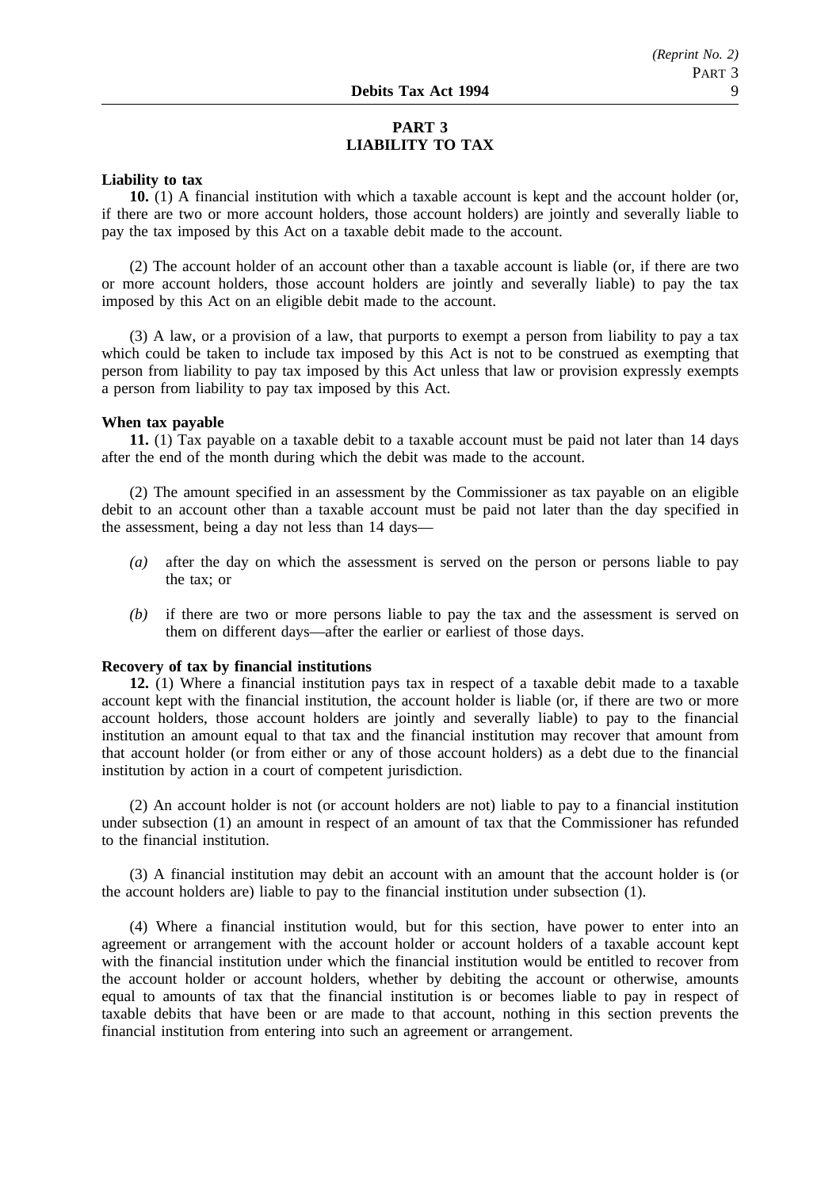# PART 3
# LIABILITY TO TAX

**Liability to tax**

**10.** (1) A financial institution with which a taxable account is kept and the account holder (or, if there are two or more account holders, those account holders) are jointly and severally liable to pay the tax imposed by this Act on a taxable debit made to the account.

(2) The account holder of an account other than a taxable account is liable (or, if there are two or more account holders, those account holders are jointly and severally liable) to pay the tax imposed by this Act on an eligible debit made to the account.

(3) A law, or a provision of a law, that purports to exempt a person from liability to pay a tax which could be taken to include tax imposed by this Act is not to be construed as exempting that person from liability to pay tax imposed by this Act unless that law or provision expressly exempts a person from liability to pay tax imposed by this Act.

**When tax payable**

**11.** (1) Tax payable on a taxable debit to a taxable account must be paid not later than 14 days after the end of the month during which the debit was made to the account.

(2) The amount specified in an assessment by the Commissioner as tax payable on an eligible debit to an account other than a taxable account must be paid not later than the day specified in the assessment, being a day not less than 14 days—

*(a)* after the day on which the assessment is served on the person or persons liable to pay the tax; or

*(b)* if there are two or more persons liable to pay the tax and the assessment is served on them on different days—after the earlier or earliest of those days.

**Recovery of tax by financial institutions**

**12.** (1) Where a financial institution pays tax in respect of a taxable debit made to a taxable account kept with the financial institution, the account holder is liable (or, if there are two or more account holders, those account holders are jointly and severally liable) to pay to the financial institution an amount equal to that tax and the financial institution may recover that amount from that account holder (or from either or any of those account holders) as a debt due to the financial institution by action in a court of competent jurisdiction.

(2) An account holder is not (or account holders are not) liable to pay to a financial institution under subsection (1) an amount in respect of an amount of tax that the Commissioner has refunded to the financial institution.

(3) A financial institution may debit an account with an amount that the account holder is (or the account holders are) liable to pay to the financial institution under subsection (1).

(4) Where a financial institution would, but for this section, have power to enter into an agreement or arrangement with the account holder or account holders of a taxable account kept with the financial institution under which the financial institution would be entitled to recover from the account holder or account holders, whether by debiting the account or otherwise, amounts equal to amounts of tax that the financial institution is or becomes liable to pay in respect of taxable debits that have been or are made to that account, nothing in this section prevents the financial institution from entering into such an agreement or arrangement.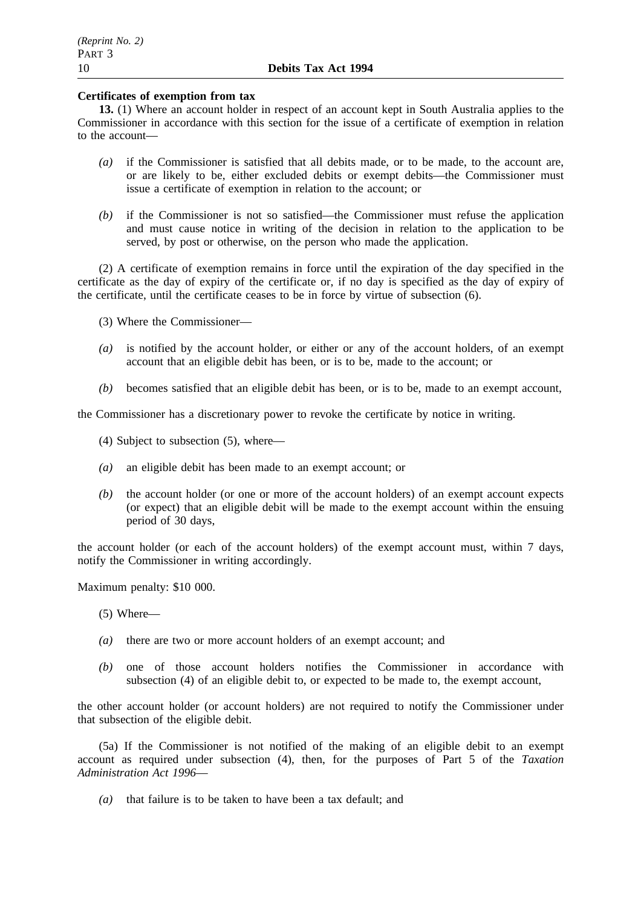**Certificates of exemption from tax**

**13.** (1) Where an account holder in respect of an account kept in South Australia applies to the Commissioner in accordance with this section for the issue of a certificate of exemption in relation to the account—

*(a)* if the Commissioner is satisfied that all debits made, or to be made, to the account are, or are likely to be, either excluded debits or exempt debits—the Commissioner must issue a certificate of exemption in relation to the account; or

*(b)* if the Commissioner is not so satisfied—the Commissioner must refuse the application and must cause notice in writing of the decision in relation to the application to be served, by post or otherwise, on the person who made the application.

(2) A certificate of exemption remains in force until the expiration of the day specified in the certificate as the day of expiry of the certificate or, if no day is specified as the day of expiry of the certificate, until the certificate ceases to be in force by virtue of subsection (6).

(3) Where the Commissioner—

*(a)* is notified by the account holder, or either or any of the account holders, of an exempt account that an eligible debit has been, or is to be, made to the account; or

*(b)* becomes satisfied that an eligible debit has been, or is to be, made to an exempt account,

the Commissioner has a discretionary power to revoke the certificate by notice in writing.

(4) Subject to subsection (5), where—

*(a)* an eligible debit has been made to an exempt account; or

*(b)* the account holder (or one or more of the account holders) of an exempt account expects (or expect) that an eligible debit will be made to the exempt account within the ensuing period of 30 days,

the account holder (or each of the account holders) of the exempt account must, within 7 days, notify the Commissioner in writing accordingly.

Maximum penalty: $10 000.

(5) Where—

*(a)* there are two or more account holders of an exempt account; and

*(b)* one of those account holders notifies the Commissioner in accordance with subsection (4) of an eligible debit to, or expected to be made to, the exempt account,

the other account holder (or account holders) are not required to notify the Commissioner under that subsection of the eligible debit.

(5a) If the Commissioner is not notified of the making of an eligible debit to an exempt account as required under subsection (4), then, for the purposes of Part 5 of the *Taxation Administration Act 1996*—

*(a)* that failure is to be taken to have been a tax default; and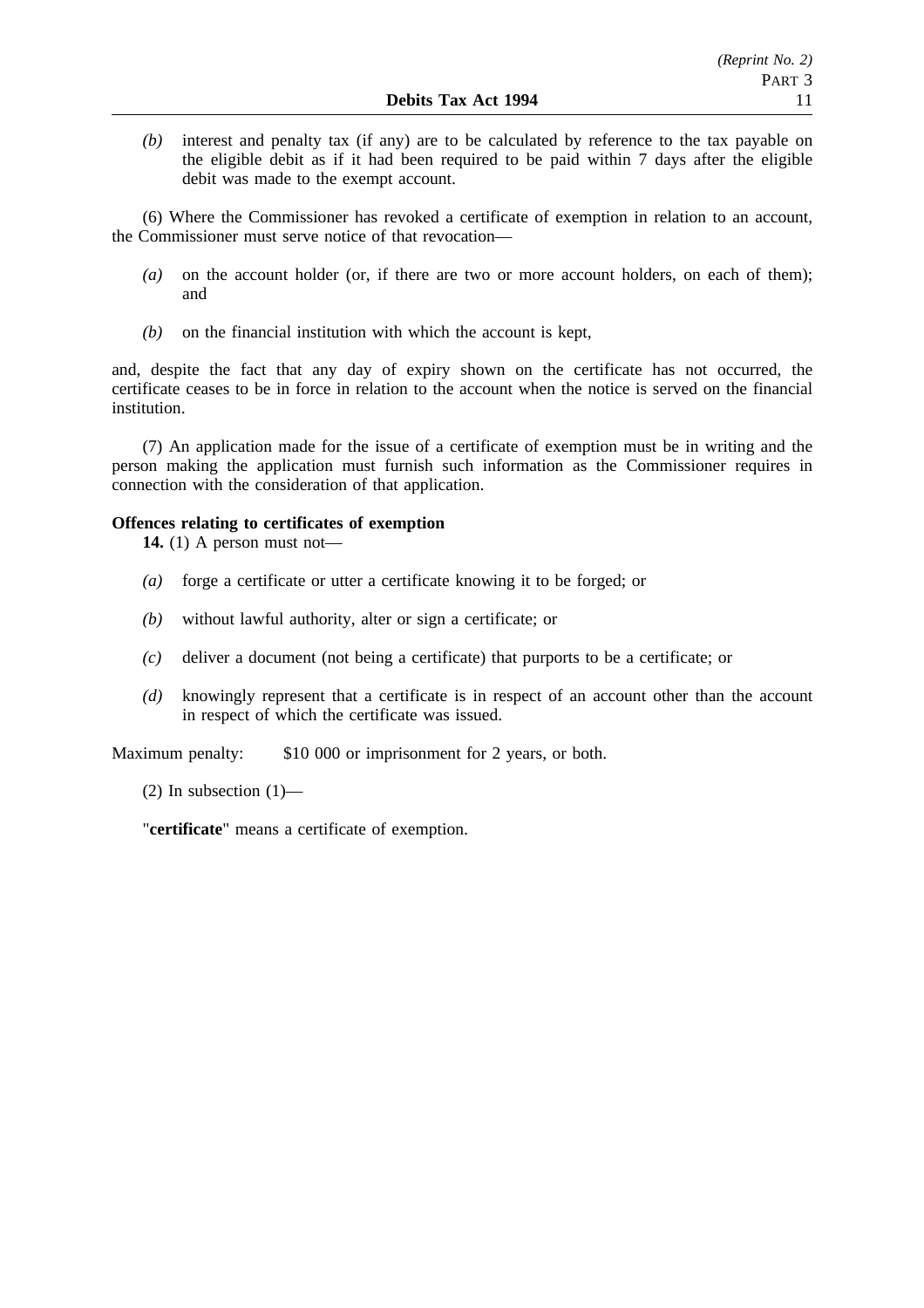*(b)* interest and penalty tax (if any) are to be calculated by reference to the tax payable on the eligible debit as if it had been required to be paid within 7 days after the eligible debit was made to the exempt account.

(6) Where the Commissioner has revoked a certificate of exemption in relation to an account, the Commissioner must serve notice of that revocation—

*(a)* on the account holder (or, if there are two or more account holders, on each of them); and

*(b)* on the financial institution with which the account is kept,

and, despite the fact that any day of expiry shown on the certificate has not occurred, the certificate ceases to be in force in relation to the account when the notice is served on the financial institution.

(7) An application made for the issue of a certificate of exemption must be in writing and the person making the application must furnish such information as the Commissioner requires in connection with the consideration of that application.

**Offences relating to certificates of exemption**

**14.** (1) A person must not—

*(a)* forge a certificate or utter a certificate knowing it to be forged; or

*(b)* without lawful authority, alter or sign a certificate; or

*(c)* deliver a document (not being a certificate) that purports to be a certificate; or

*(d)* knowingly represent that a certificate is in respect of an account other than the account in respect of which the certificate was issued.

Maximum penalty: $10 000 or imprisonment for 2 years, or both.

(2) In subsection (1)—

"**certificate**" means a certificate of exemption.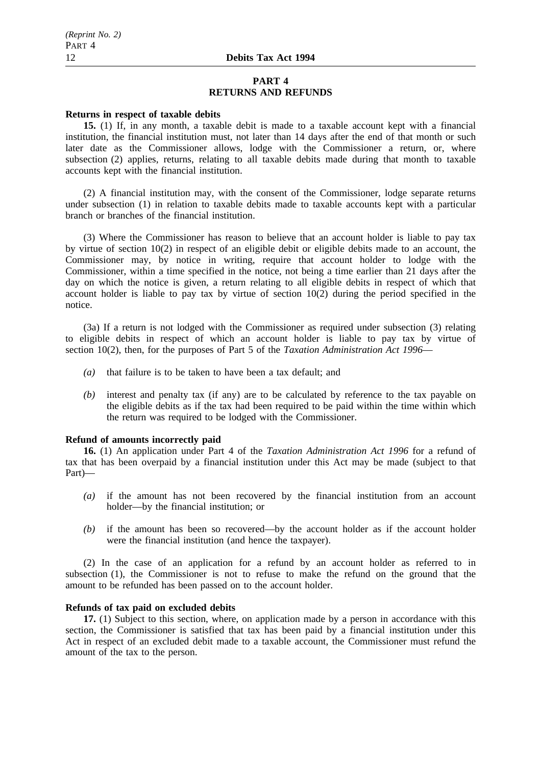## PART 4
## RETURNS AND REFUNDS

**Returns in respect of taxable debits**

**15.** (1) If, in any month, a taxable debit is made to a taxable account kept with a financial institution, the financial institution must, not later than 14 days after the end of that month or such later date as the Commissioner allows, lodge with the Commissioner a return, or, where subsection (2) applies, returns, relating to all taxable debits made during that month to taxable accounts kept with the financial institution.

(2) A financial institution may, with the consent of the Commissioner, lodge separate returns under subsection (1) in relation to taxable debits made to taxable accounts kept with a particular branch or branches of the financial institution.

(3) Where the Commissioner has reason to believe that an account holder is liable to pay tax by virtue of section 10(2) in respect of an eligible debit or eligible debits made to an account, the Commissioner may, by notice in writing, require that account holder to lodge with the Commissioner, within a time specified in the notice, not being a time earlier than 21 days after the day on which the notice is given, a return relating to all eligible debits in respect of which that account holder is liable to pay tax by virtue of section 10(2) during the period specified in the notice.

(3a) If a return is not lodged with the Commissioner as required under subsection (3) relating to eligible debits in respect of which an account holder is liable to pay tax by virtue of section 10(2), then, for the purposes of Part 5 of the *Taxation Administration Act 1996*—

- *(a)* that failure is to be taken to have been a tax default; and
- *(b)* interest and penalty tax (if any) are to be calculated by reference to the tax payable on the eligible debits as if the tax had been required to be paid within the time within which the return was required to be lodged with the Commissioner.

**Refund of amounts incorrectly paid**

**16.** (1) An application under Part 4 of the *Taxation Administration Act 1996* for a refund of tax that has been overpaid by a financial institution under this Act may be made (subject to that Part)—

- *(a)* if the amount has not been recovered by the financial institution from an account holder—by the financial institution; or
- *(b)* if the amount has been so recovered—by the account holder as if the account holder were the financial institution (and hence the taxpayer).

(2) In the case of an application for a refund by an account holder as referred to in subsection (1), the Commissioner is not to refuse to make the refund on the ground that the amount to be refunded has been passed on to the account holder.

**Refunds of tax paid on excluded debits**

**17.** (1) Subject to this section, where, on application made by a person in accordance with this section, the Commissioner is satisfied that tax has been paid by a financial institution under this Act in respect of an excluded debit made to a taxable account, the Commissioner must refund the amount of the tax to the person.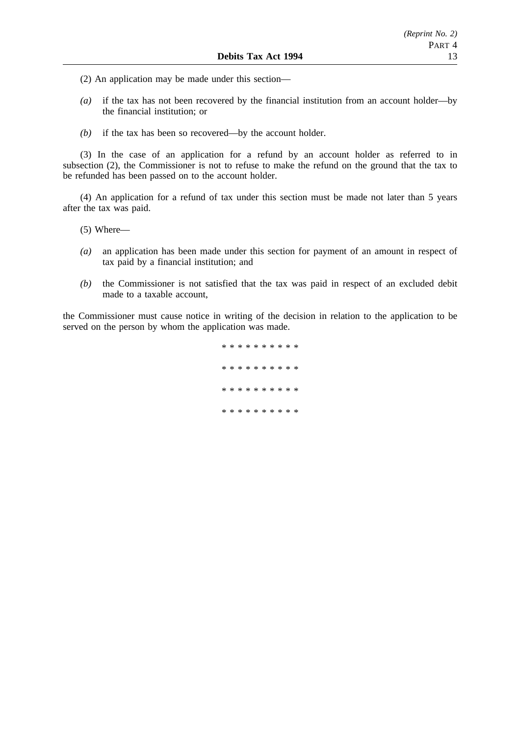(2) An application may be made under this section—

*(a)* if the tax has not been recovered by the financial institution from an account holder—by the financial institution; or

*(b)* if the tax has been so recovered—by the account holder.

(3) In the case of an application for a refund by an account holder as referred to in subsection (2), the Commissioner is not to refuse to make the refund on the ground that the tax to be refunded has been passed on to the account holder.

(4) An application for a refund of tax under this section must be made not later than 5 years after the tax was paid.

(5) Where—

*(a)* an application has been made under this section for payment of an amount in respect of tax paid by a financial institution; and

*(b)* the Commissioner is not satisfied that the tax was paid in respect of an excluded debit made to a taxable account,

the Commissioner must cause notice in writing of the decision in relation to the application to be served on the person by whom the application was made.

* * * * * * * * * *

* * * * * * * * * *

* * * * * * * * * *

* * * * * * * * * *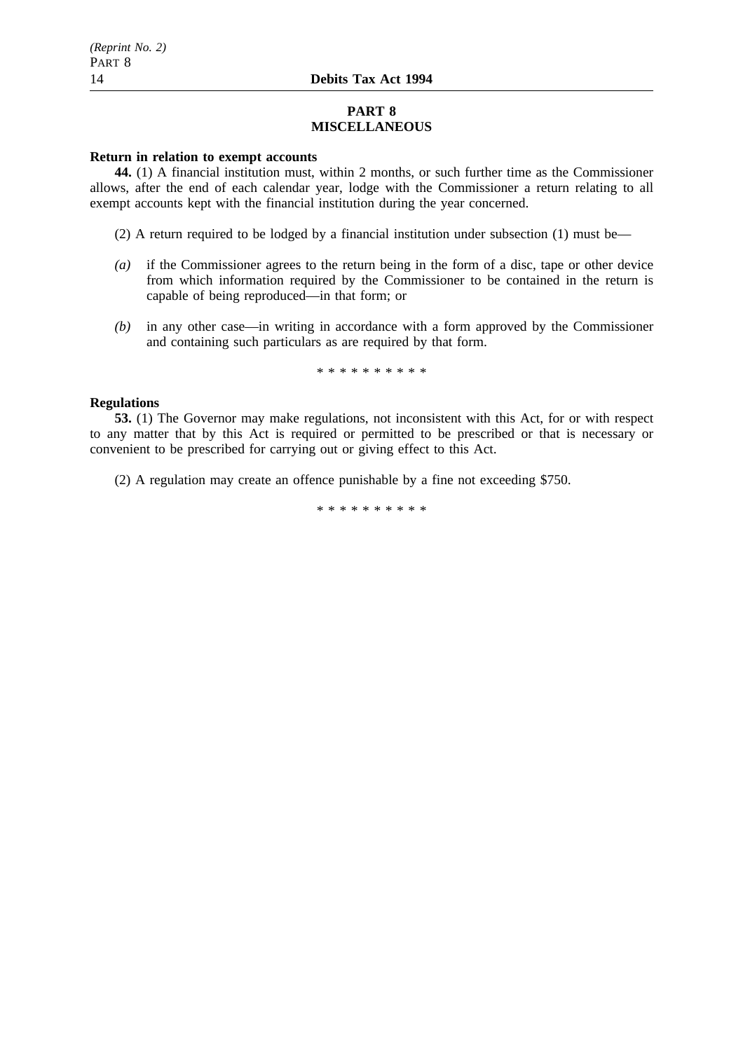## PART 8
## MISCELLANEOUS

**Return in relation to exempt accounts**

**44.** (1) A financial institution must, within 2 months, or such further time as the Commissioner allows, after the end of each calendar year, lodge with the Commissioner a return relating to all exempt accounts kept with the financial institution during the year concerned.

(2) A return required to be lodged by a financial institution under subsection (1) must be—

*(a)* if the Commissioner agrees to the return being in the form of a disc, tape or other device from which information required by the Commissioner to be contained in the return is capable of being reproduced—in that form; or

*(b)* in any other case—in writing in accordance with a form approved by the Commissioner and containing such particulars as are required by that form.

\* \* \* \* \* \* \* \* \* \*

**Regulations**

**53.** (1) The Governor may make regulations, not inconsistent with this Act, for or with respect to any matter that by this Act is required or permitted to be prescribed or that is necessary or convenient to be prescribed for carrying out or giving effect to this Act.

(2) A regulation may create an offence punishable by a fine not exceeding $750.

\* \* \* \* \* \* \* \* \* \*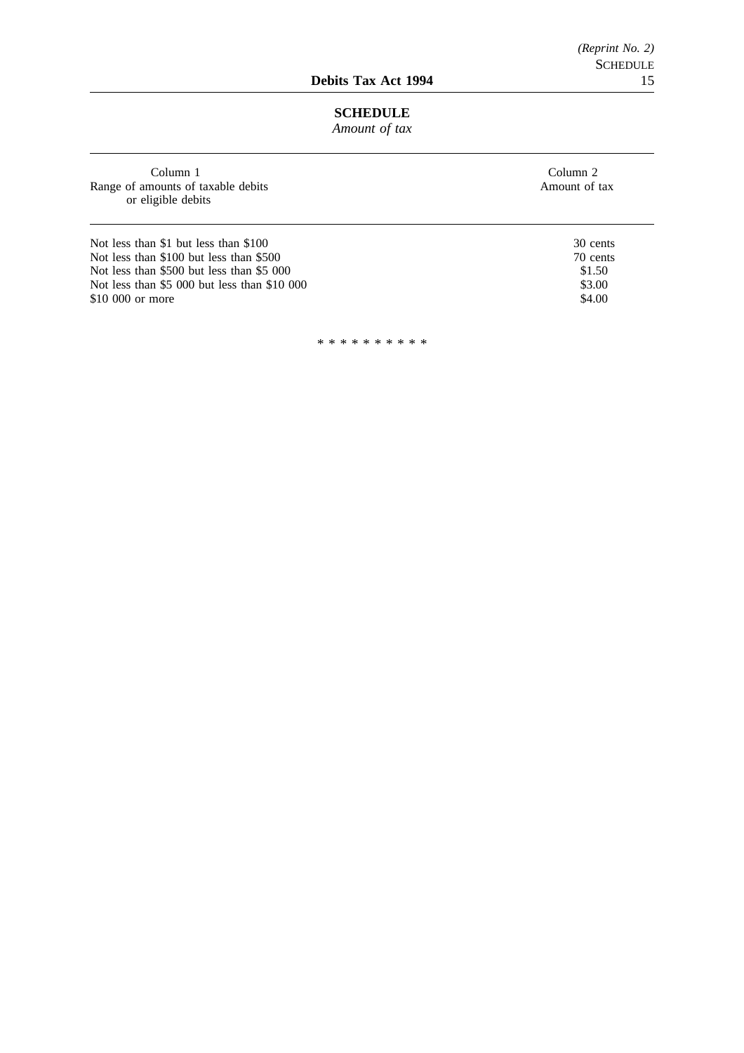## SCHEDULE

*Amount of tax*

| Column 1<br>Range of amounts of taxable debits or eligible debits | Column 2<br>Amount of tax |
|---|---|
| Not less than $1 but less than $100 | 30 cents |
| Not less than $100 but less than $500 | 70 cents |
| Not less than $500 but less than $5 000 | $1.50 |
| Not less than $5 000 but less than $10 000 | $3.00 |
| $10 000 or more | $4.00 |

\* \* \* \* \* \* \* \* \* \*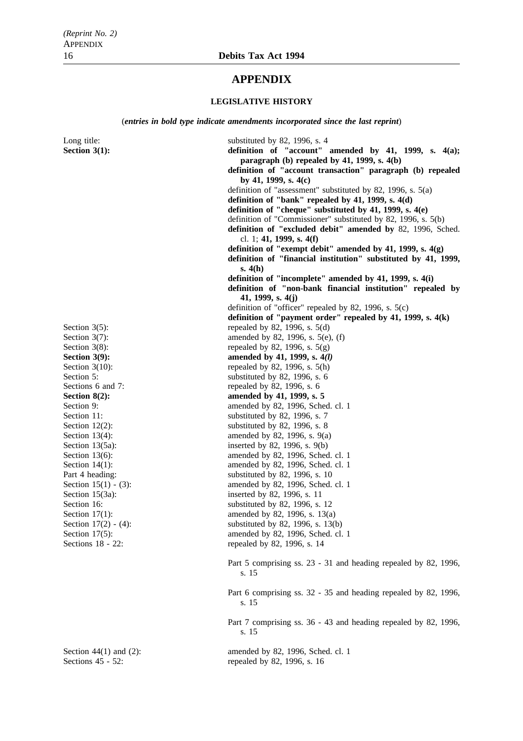# APPENDIX

### LEGISLATIVE HISTORY

(***entries in bold type indicate amendments incorporated since the last reprint***)

| | |
|---|---|
| Long title: | substituted by 82, 1996, s. 4 |
| **Section 3(1):** | **definition of "account" amended by 41, 1999, s. 4(a); paragraph (b) repealed by 41, 1999, s. 4(b)** |
| | **definition of "account transaction" paragraph (b) repealed by 41, 1999, s. 4(c)** |
| | definition of "assessment" substituted by 82, 1996, s. 5(a) |
| | **definition of "bank" repealed by 41, 1999, s. 4(d)** |
| | **definition of "cheque" substituted by 41, 1999, s. 4(e)** |
| | definition of "Commissioner" substituted by 82, 1996, s. 5(b) |
| | **definition of "excluded debit" amended by** 82, 1996, Sched. cl. 1; **41, 1999, s. 4(f)** |
| | **definition of "exempt debit" amended by 41, 1999, s. 4(g)** |
| | **definition of "financial institution" substituted by 41, 1999, s. 4(h)** |
| | **definition of "incomplete" amended by 41, 1999, s. 4(i)** |
| | **definition of "non-bank financial institution" repealed by 41, 1999, s. 4(j)** |
| | definition of "officer" repealed by 82, 1996, s. 5(c) |
| | **definition of "payment order" repealed by 41, 1999, s. 4(k)** |
| Section 3(5): | repealed by 82, 1996, s. 5(d) |
| Section 3(7): | amended by 82, 1996, s. 5(e), (f) |
| Section 3(8): | repealed by 82, 1996, s. 5(g) |
| **Section 3(9):** | **amended by 41, 1999, s. 4*(l)*** |
| Section 3(10): | repealed by 82, 1996, s. 5(h) |
| Section 5: | substituted by 82, 1996, s. 6 |
| Sections 6 and 7: | repealed by 82, 1996, s. 6 |
| **Section 8(2):** | **amended by 41, 1999, s. 5** |
| Section 9: | amended by 82, 1996, Sched. cl. 1 |
| Section 11: | substituted by 82, 1996, s. 7 |
| Section 12(2): | substituted by 82, 1996, s. 8 |
| Section 13(4): | amended by 82, 1996, s. 9(a) |
| Section 13(5a): | inserted by 82, 1996, s. 9(b) |
| Section 13(6): | amended by 82, 1996, Sched. cl. 1 |
| Section 14(1): | amended by 82, 1996, Sched. cl. 1 |
| Part 4 heading: | substituted by 82, 1996, s. 10 |
| Section 15(1) - (3): | amended by 82, 1996, Sched. cl. 1 |
| Section 15(3a): | inserted by 82, 1996, s. 11 |
| Section 16: | substituted by 82, 1996, s. 12 |
| Section 17(1): | amended by 82, 1996, s. 13(a) |
| Section 17(2) - (4): | substituted by 82, 1996, s. 13(b) |
| Section 17(5): | amended by 82, 1996, Sched. cl. 1 |
| Sections 18 - 22: | repealed by 82, 1996, s. 14 |
| | Part 5 comprising ss. 23 - 31 and heading repealed by 82, 1996, s. 15 |
| | Part 6 comprising ss. 32 - 35 and heading repealed by 82, 1996, s. 15 |
| | Part 7 comprising ss. 36 - 43 and heading repealed by 82, 1996, s. 15 |
| Section 44(1) and (2): | amended by 82, 1996, Sched. cl. 1 |
| Sections 45 - 52: | repealed by 82, 1996, s. 16 |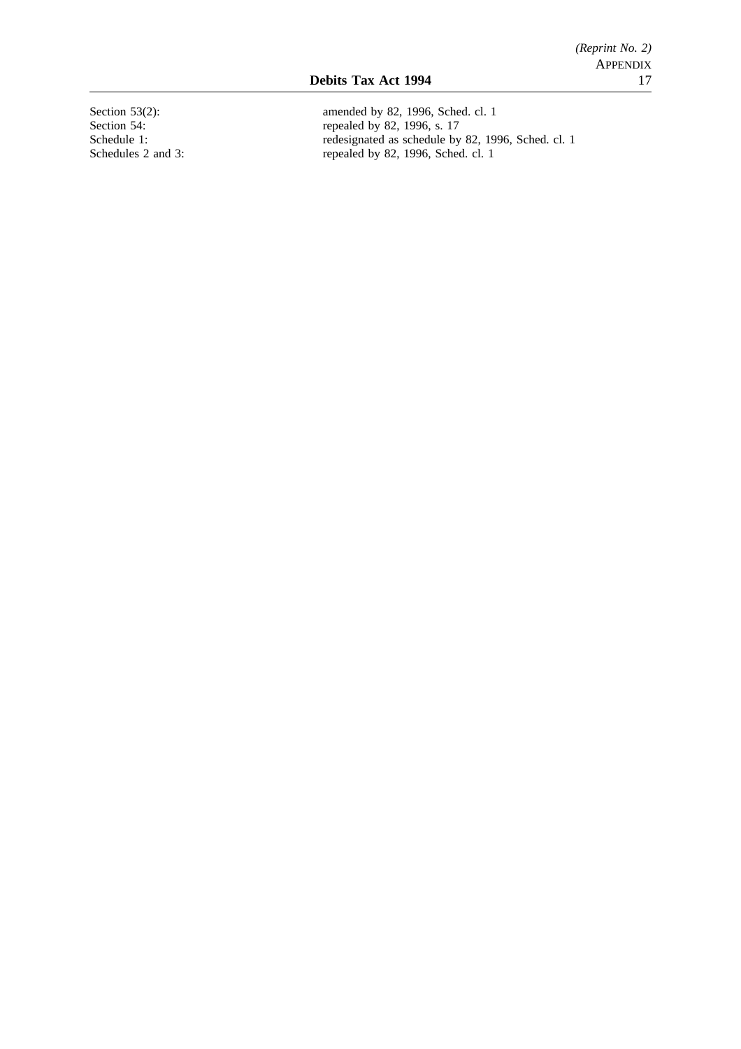| | |
|---|---|
| Section 53(2): | amended by 82, 1996, Sched. cl. 1 |
| Section 54: | repealed by 82, 1996, s. 17 |
| Schedule 1: | redesignated as schedule by 82, 1996, Sched. cl. 1 |
| Schedules 2 and 3: | repealed by 82, 1996, Sched. cl. 1 |